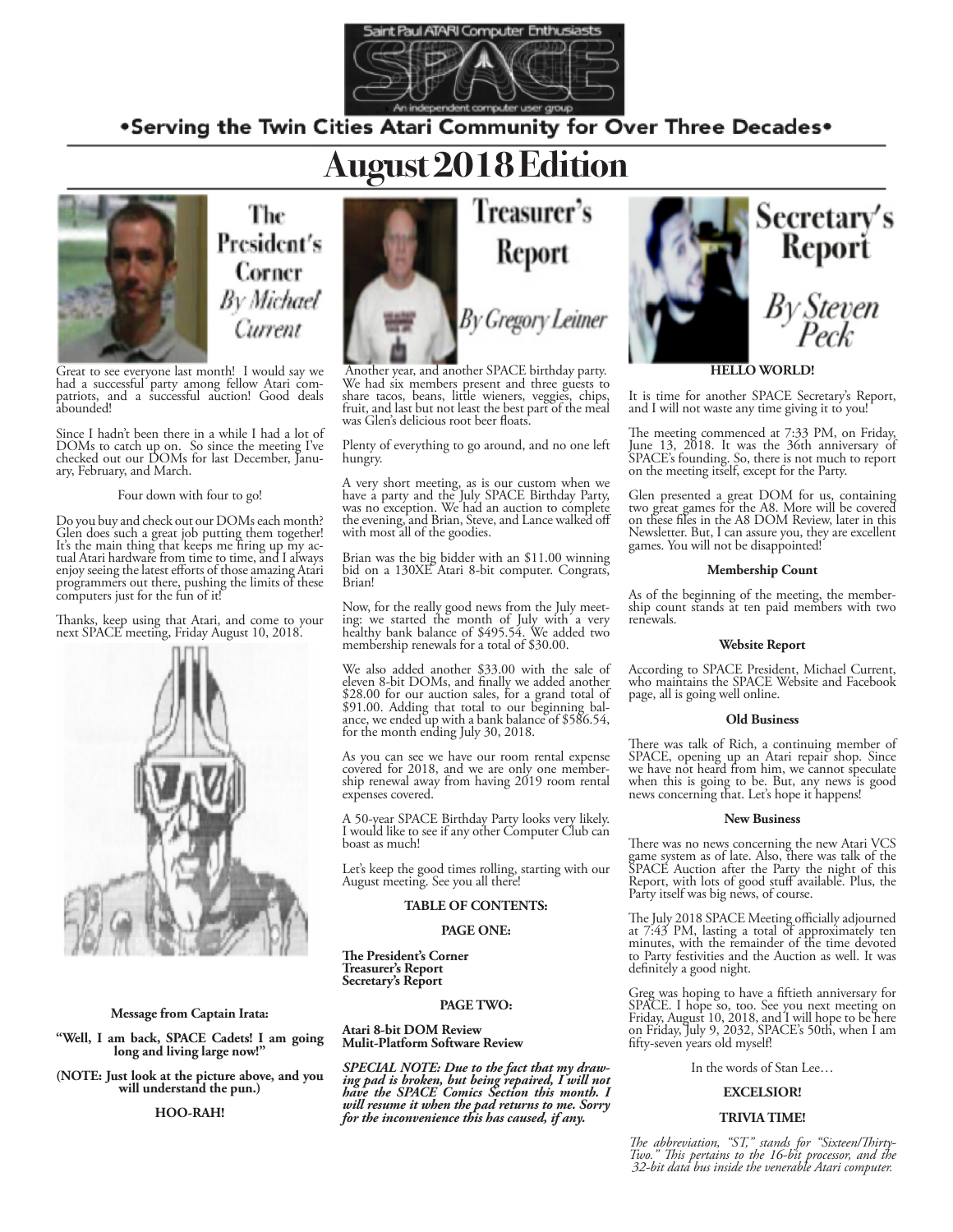Saint Paul ATARI Computer Enthusiasts

# SPACE

An independent computer user group

•Serving the Twin Cities Atari Community for Over Three Decades•

# August 2018 Edition

## The President's Corner

*By Michael Current*

Great to see everyone last month! I would say we had a successful party among fellow Atari compatriots, and a successful auction! Good deals abounded!

Since I hadn't been there in a while I had a lot of DOMs to catch up on. So since the meeting I've checked out our DOMs for last December, January, February, and March.

Four down with four to go!

Do you buy and check out our DOMs each month? Glen does such a great job putting them together! It's the main thing that keeps me firing up my actual Atari hardware from time to time, and I always enjoy seeing the latest efforts of those amazing Atari programmers out there, pushing the limits of these computers just for the fun of it!

Thanks, keep using that Atari, and come to your next SPACE meeting, Friday August 10, 2018.

**Message from Captain Irata:**

**"Well, I am back, SPACE Cadets! I am going long and living large now!"**

**(NOTE: Just look at the picture above, and you will understand the pun.)**

**HOO-RAH!**

## Treasurer's Report

*By Gregory Leiner*

Another year, and another SPACE birthday party. We had six members present and three guests to share tacos, beans, little wieners, veggies, chips, fruit, and last but not least the best part of the meal was Glen's delicious root beer floats.

Plenty of everything to go around, and no one left hungry.

A very short meeting, as is our custom when we have a party and the July SPACE Birthday Party, was no exception. We had an auction to complete the evening, and Brian, Steve, and Lance walked off with most all of the goodies.

Brian was the big bidder with an $11.00 winning bid on a 130XE Atari 8-bit computer. Congrats, Brian!

Now, for the really good news from the July meeting: we started the month of July with a very healthy bank balance of $495.54. We added two membership renewals for a total of $30.00.

We also added another $33.00 with the sale of eleven 8-bit DOMs, and finally we added another $28.00 for our auction sales, for a grand total of $91.00. Adding that total to our beginning balance, we ended up with a bank balance of $586.54, for the month ending July 30, 2018.

As you can see we have our room rental expense covered for 2018, and we are only one membership renewal away from having 2019 room rental expenses covered.

A 50-year SPACE Birthday Party looks very likely. I would like to see if any other Computer Club can boast as much!

Let's keep the good times rolling, starting with our August meeting. See you all there!

**TABLE OF CONTENTS:**

**PAGE ONE:**

**The President's Corner**
**Treasurer's Report**
**Secretary's Report**

**PAGE TWO:**

**Atari 8-bit DOM Review**
**Mulit-Platform Software Review**

***SPECIAL NOTE: Due to the fact that my drawing pad is broken, but being repaired, I will not have the SPACE Comics Section this month. I will resume it when the pad returns to me. Sorry for the inconvenience this has caused, if any.***

## Secretary's Report

*By Steven Peck*

**HELLO WORLD!**

It is time for another SPACE Secretary's Report, and I will not waste any time giving it to you!

The meeting commenced at 7:33 PM, on Friday, June 13, 2018. It was the 36th anniversary of SPACE's founding. So, there is not much to report on the meeting itself, except for the Party.

Glen presented a great DOM for us, containing two great games for the A8. More will be covered on these files in the A8 DOM Review, later in this Newsletter. But, I can assure you, they are excellent games. You will not be disappointed!

**Membership Count**

As of the beginning of the meeting, the membership count stands at ten paid members with two renewals.

**Website Report**

According to SPACE President, Michael Current, who maintains the SPACE Website and Facebook page, all is going well online.

**Old Business**

There was talk of Rich, a continuing member of SPACE, opening up an Atari repair shop. Since we have not heard from him, we cannot speculate when this is going to be. But, any news is good news concerning that. Let's hope it happens!

**New Business**

There was no news concerning the new Atari VCS game system as of late. Also, there was talk of the SPACE Auction after the Party the night of this Report, with lots of good stuff available. Plus, the Party itself was big news, of course.

The July 2018 SPACE Meeting officially adjourned at 7:43 PM, lasting a total of approximately ten minutes, with the remainder of the time devoted to Party festivities and the Auction as well. It was definitely a good night.

Greg was hoping to have a fiftieth anniversary for SPACE. I hope so, too. See you next meeting on Friday, August 10, 2018, and I will hope to be here on Friday, July 9, 2032, SPACE's 50th, when I am fifty-seven years old myself!

In the words of Stan Lee…

**EXCELSIOR!**

**TRIVIA TIME!**

*The abbreviation, "ST," stands for "Sixteen/Thirty-Two." This pertains to the 16-bit processor, and the 32-bit data bus inside the venerable Atari computer.*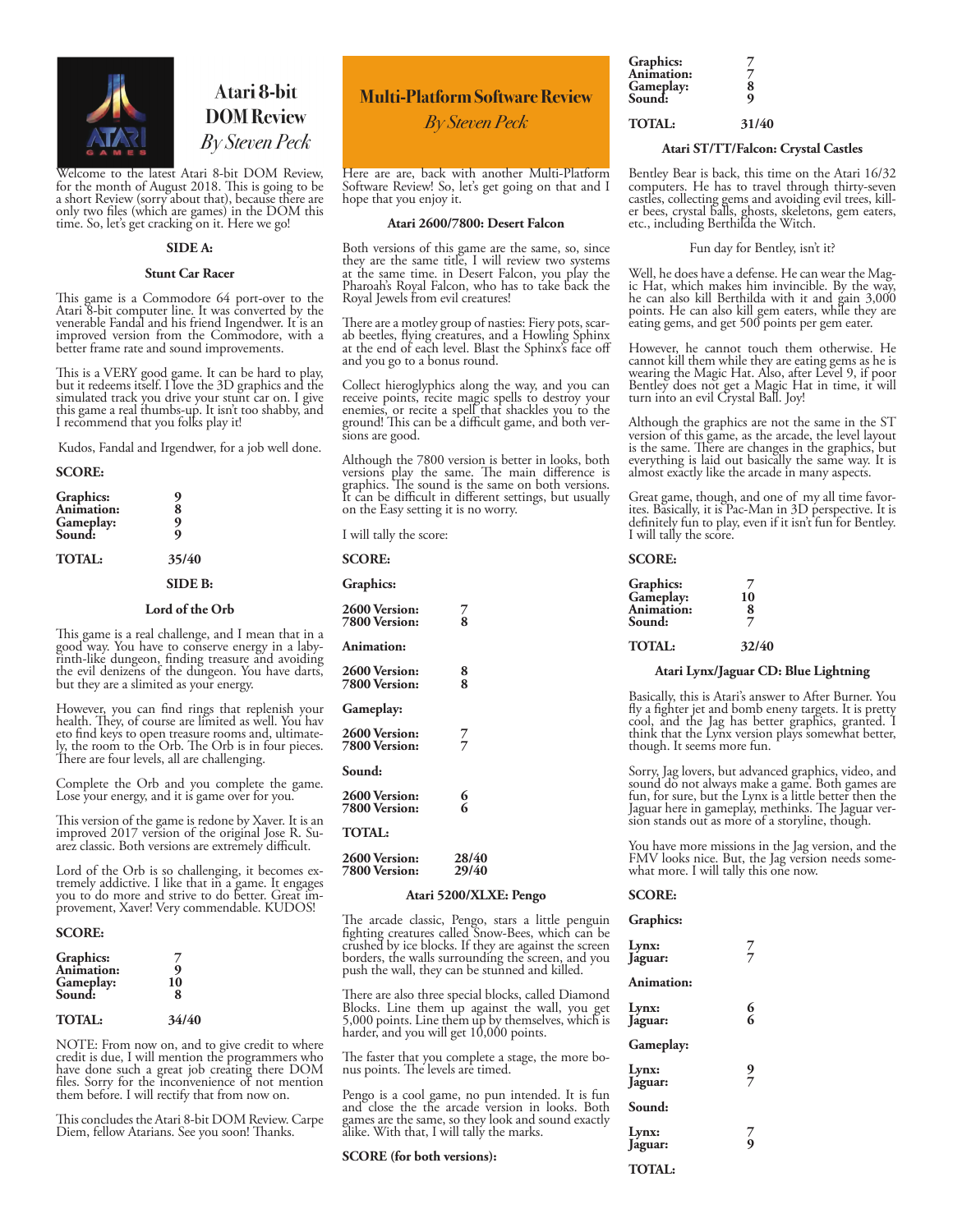# Atari 8-bit DOM Review

*By Steven Peck*

Welcome to the latest Atari 8-bit DOM Review, for the month of August 2018. This is going to be a short Review (sorry about that), because there are only two files (which are games) in the DOM this time. So, let's get cracking on it. Here we go!

### SIDE A:

### Stunt Car Racer

This game is a Commodore 64 port-over to the Atari 8-bit computer line. It was converted by the venerable Fandal and his friend Ingendwer. It is an improved version from the Commodore, with a better frame rate and sound improvements.

This is a VERY good game. It can be hard to play, but it redeems itself. I love the 3D graphics and the simulated track you drive your stunt car on. I give this game a real thumbs-up. It isn't too shabby, and I recommend that you folks play it!

Kudos, Fandal and Irgendwer, for a job well done.

**SCORE:**

| | |
|---|---|
| **Graphics:** | 9 |
| **Animation:** | 8 |
| **Gameplay:** | 9 |
| **Sound:** | 9 |
| **TOTAL:** | 35/40 |

### SIDE B:

### Lord of the Orb

This game is a real challenge, and I mean that in a good way. You have to conserve energy in a labyrinth-like dungeon, finding treasure and avoiding the evil denizens of the dungeon. You have darts, but they are a slimited as your energy.

However, you can find rings that replenish your health. They, of course are limited as well. You hav eto find keys to open treasure rooms and, ultimately, the room to the Orb. The Orb is in four pieces. There are four levels, all are challenging.

Complete the Orb and you complete the game. Lose your energy, and it is game over for you.

This version of the game is redone by Xaver. It is an improved 2017 version of the original Jose R. Suarez classic. Both versions are extremely difficult.

Lord of the Orb is so challenging, it becomes extremely addictive. I like that in a game. It engages you to do more and strive to do better. Great improvement, Xaver! Very commendable. KUDOS!

**SCORE:**

| | |
|---|---|
| **Graphics:** | 7 |
| **Animation:** | 9 |
| **Gameplay:** | 10 |
| **Sound:** | 8 |
| **TOTAL:** | 34/40 |

NOTE: From now on, and to give credit to where credit is due, I will mention the programmers who have done such a great job creating there DOM files. Sorry for the inconvenience of not mention them before. I will rectify that from now on.

This concludes the Atari 8-bit DOM Review. Carpe Diem, fellow Atarians. See you soon! Thanks.

# Multi-Platform Software Review

*By Steven Peck*

Here are are, back with another Multi-Platform Software Review! So, let's get going on that and I hope that you enjoy it.

### Atari 2600/7800: Desert Falcon

Both versions of this game are the same, so, since they are the same title, I will review two systems at the same time. in Desert Falcon, you play the Pharoah's Royal Falcon, who has to take back the Royal Jewels from evil creatures!

There are a motley group of nasties: Fiery pots, scarab beetles, flying creatures, and a Howling Sphinx at the end of each level. Blast the Sphinx's face off and you go to a bonus round.

Collect hieroglyphics along the way, and you can receive points, recite magic spells to destroy your enemies, or recite a spell that shackles you to the ground! This can be a difficult game, and both versions are good.

Although the 7800 version is better in looks, both versions play the same. The main difference is graphics. The sound is the same on both versions. It can be difficult in different settings, but usually on the Easy setting it is no worry.

I will tally the score:

**SCORE:**

| | |
|---|---|
| **Graphics:** | |
| **2600 Version:** | 7 |
| **7800 Version:** | 8 |
| **Animation:** | |
| **2600 Version:** | 8 |
| **7800 Version:** | 8 |
| **Gameplay:** | |
| **2600 Version:** | 7 |
| **7800 Version:** | 7 |
| **Sound:** | |
| **2600 Version:** | 6 |
| **7800 Version:** | 6 |
| **TOTAL:** | |
| **2600 Version:** | 28/40 |
| **7800 Version:** | 29/40 |

### Atari 5200/XLXE: Pengo

The arcade classic, Pengo, stars a little penguin fighting creatures called Snow-Bees, which can be crushed by ice blocks. If they are against the screen borders, the walls surrounding the screen, and you push the wall, they can be stunned and killed.

There are also three special blocks, called Diamond Blocks. Line them up against the wall, you get 5,000 points. Line them up by themselves, which is harder, and you will get 10,000 points.

The faster that you complete a stage, the more bonus points. The levels are timed.

Pengo is a cool game, no pun intended. It is fun and close the the arcade version in looks. Both games are the same, so they look and sound exactly alike. With that, I will tally the marks.

**SCORE (for both versions):**

| | |
|---|---|
| **Graphics:** | 7 |
| **Animation:** | 7 |
| **Gameplay:** | 8 |
| **Sound:** | 9 |
| **TOTAL:** | 31/40 |

### Atari ST/TT/Falcon: Crystal Castles

Bentley Bear is back, this time on the Atari 16/32 computers. He has to travel through thirty-seven castles, collecting gems and avoiding evil trees, killer bees, crystal balls, ghosts, skeletons, gem eaters, etc., including Berthilda the Witch.

Fun day for Bentley, isn't it?

Well, he does have a defense. He can wear the Magic Hat, which makes him invincible. By the way, he can also kill Berthilda with it and gain 3,000 points. He can also kill gem eaters, while they are eating gems, and get 500 points per gem eater.

However, he cannot touch them otherwise. He cannot kill them while they are eating gems as he is wearing the Magic Hat. Also, after Level 9, if poor Bentley does not get a Magic Hat in time, it will turn into an evil Crystal Ball. Joy!

Although the graphics are not the same in the ST version of this game, as the arcade, the level layout is the same. There are changes in the graphics, but everything is laid out basically the same way. It is almost exactly like the arcade in many aspects.

Great game, though, and one of my all time favorites. Basically, it is Pac-Man in 3D perspective. It is definitely fun to play, even if it isn't fun for Bentley. I will tally the score.

**SCORE:**

| | |
|---|---|
| **Graphics:** | 7 |
| **Gameplay:** | 10 |
| **Animation:** | 8 |
| **Sound:** | 7 |
| **TOTAL:** | 32/40 |

### Atari Lynx/Jaguar CD: Blue Lightning

Basically, this is Atari's answer to After Burner. You fly a fighter jet and bomb eneny targets. It is pretty cool, and the Jag has better graphics, granted. I think that the Lynx version plays somewhat better, though. It seems more fun.

Sorry, Jag lovers, but advanced graphics, video, and sound do not always make a game. Both games are fun, for sure, but the Lynx is a little better then the Jaguar here in gameplay, methinks. The Jaguar version stands out as more of a storyline, though.

You have more missions in the Jag version, and the FMV looks nice. But, the Jag version needs somewhat more. I will tally this one now.

**SCORE:**

| | |
|---|---|
| **Graphics:** | |
| **Lynx:** | 7 |
| **Jaguar:** | 7 |
| **Animation:** | |
| **Lynx:** | 6 |
| **Jaguar:** | 6 |
| **Gameplay:** | |
| **Lynx:** | 9 |
| **Jaguar:** | 7 |
| **Sound:** | |
| **Lynx:** | 7 |
| **Jaguar:** | 9 |
| **TOTAL:** | |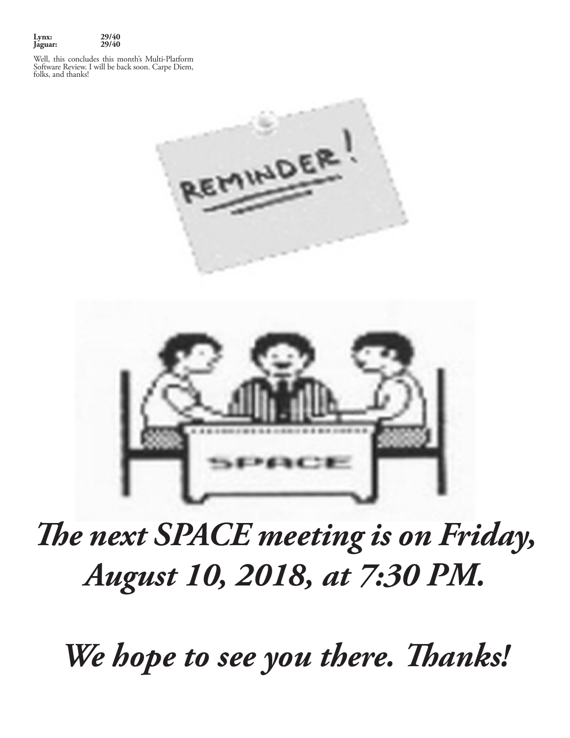**Lynx:** **29/40**
**Jaguar:** **29/40**

Well, this concludes this month's Multi-Platform Software Review. I will be back soon. Carpe Diem, folks, and thanks!

***The next SPACE meeting is on Friday, August 10, 2018, at 7:30 PM.***

***We hope to see you there. Thanks!***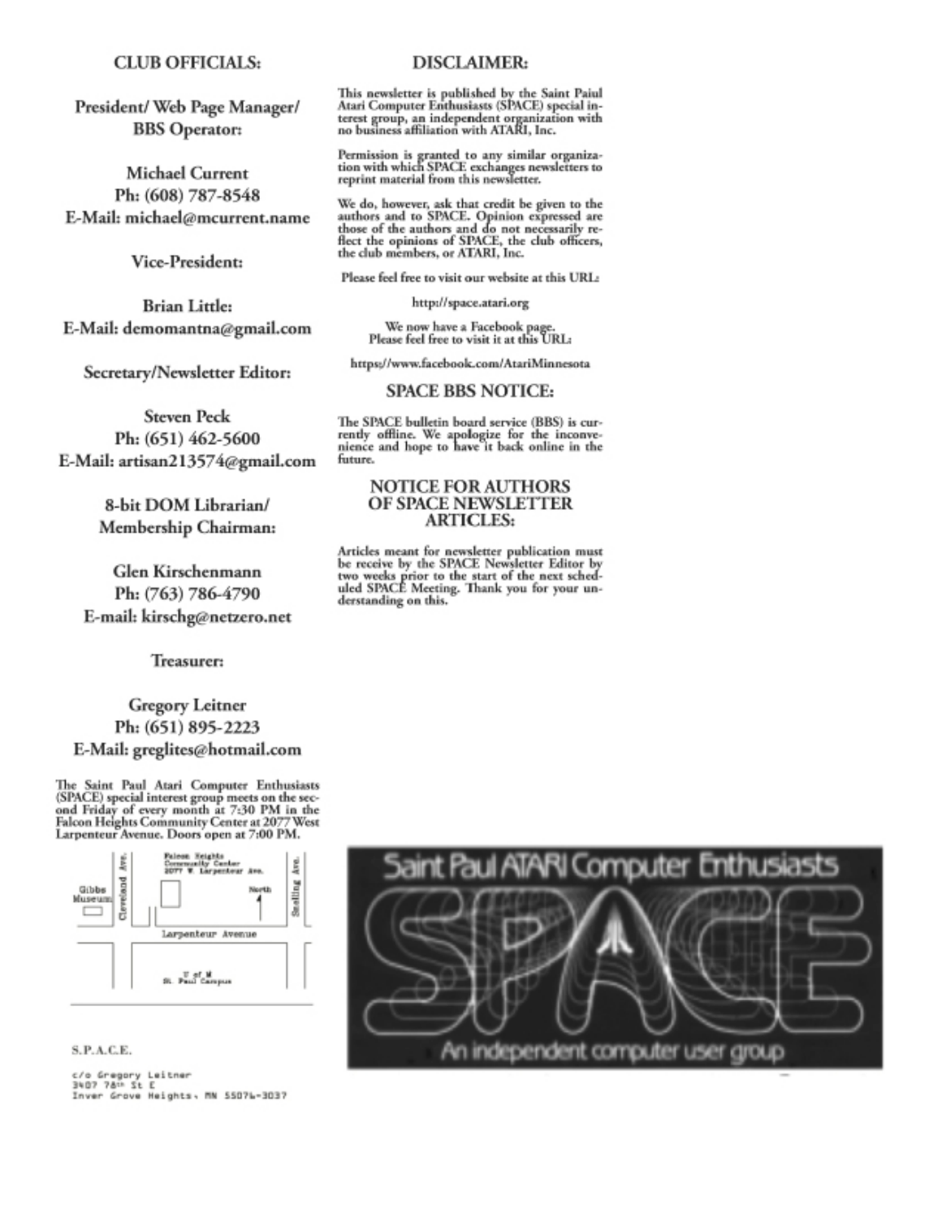## CLUB OFFICIALS:

**President/ Web Page Manager/ BBS Operator:**

Michael Current
Ph: (608) 787-8548
E-Mail: michael@mcurrent.name

**Vice-President:**

Brian Little:
E-Mail: demomantna@gmail.com

**Secretary/Newsletter Editor:**

Steven Peck
Ph: (651) 462-5600
E-Mail: artisan213574@gmail.com

**8-bit DOM Librarian/ Membership Chairman:**

Glen Kirschenmann
Ph: (763) 786-4790
E-mail: kirschg@netzero.net

**Treasurer:**

Gregory Leitner
Ph: (651) 895-2223
E-Mail: greglites@hotmail.com

The Saint Paul Atari Computer Enthusiasts (SPACE) special interest group meets on the second Friday of every month at 7:30 PM in the Falcon Heights Community Center at 2077 West Larpenteur Avenue. Doors open at 7:00 PM.

Falcon Heights Community Center 2077 W. Larpenteur Ave.
Gibbs Museum
Cleveland Ave.
Snelling Ave.
North
Larpenteur Avenue
U of M St. Paul Campus

S.P.A.C.E.

c/o Gregory Leitner
3407 78th St E
Inver Grove Heights, MN 55076-3037

## DISCLAIMER:

This newsletter is published by the Saint Paiul Atari Computer Enthusiasts (SPACE) special interest group, an independent organization with no business affiliation with ATARI, Inc.

Permission is granted to any similar organization with which SPACE exchanges newsletters to reprint material from this newsletter.

We do, however, ask that credit be given to the authors and to SPACE. Opinion expressed are those of the authors and do not necessarily reflect the opinions of SPACE, the club officers, the club members, or ATARI, Inc.

Please feel free to visit our website at this URL:

http://space.atari.org

We now have a Facebook page.
Please feel free to visit it at this URL:

https://www.facebook.com/AtariMinnesota

## SPACE BBS NOTICE:

The SPACE bulletin board service (BBS) is currently offline. We apologize for the inconvenience and hope to have it back online in the future.

## NOTICE FOR AUTHORS OF SPACE NEWSLETTER ARTICLES:

Articles meant for newsletter publication must be receive by the SPACE Newsletter Editor by two weeks prior to the start of the next scheduled SPACE Meeting. Thank you for your understanding on this.

Saint Paul ATARI Computer Enthusiasts

SPACE

An independent computer user group